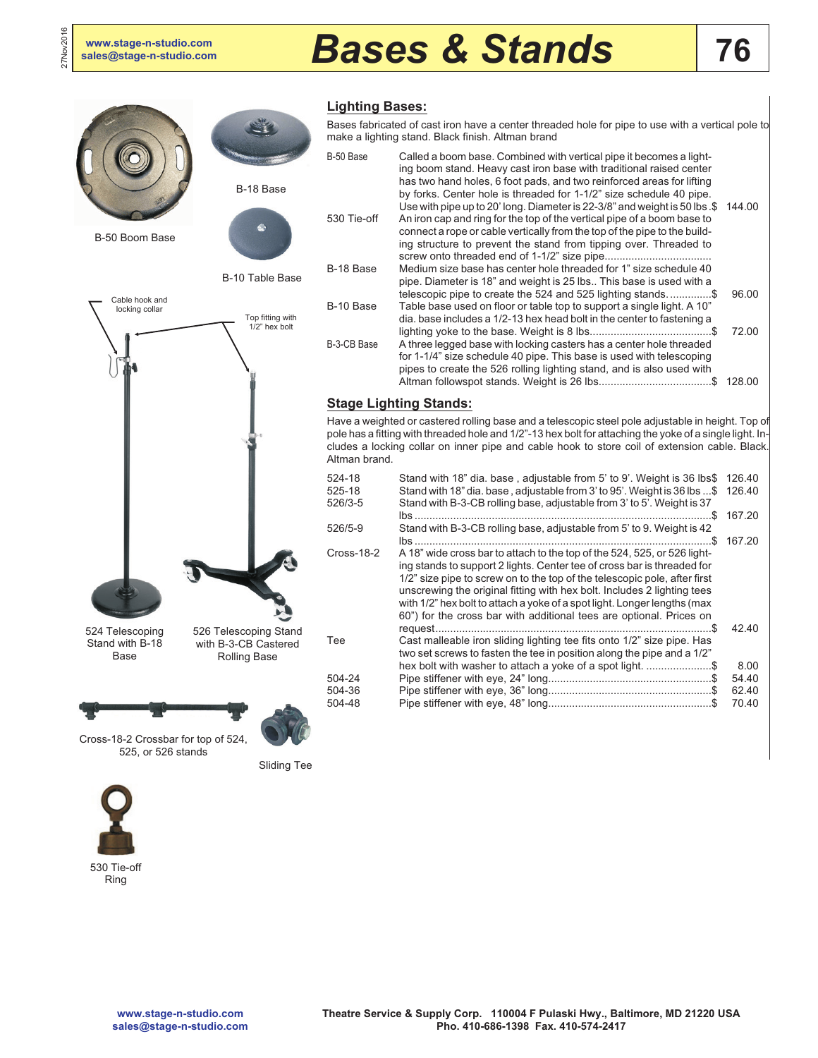# Bases & Stands

www.stage-n-studio.com
sales@stage-n-studio.com

B-50 Boom Base

B-18 Base

B-10 Table Base

Cable hook and locking collar

Top fitting with 1/2" hex bolt

524 Telescoping Stand with B-18 Base

526 Telescoping Stand with B-3-CB Castered Rolling Base

Cross-18-2 Crossbar for top of 524, 525, or 526 stands

Sliding Tee

530 Tie-off Ring

## Lighting Bases:

Bases fabricated of cast iron have a center threaded hole for pipe to use with a vertical pole to make a lighting stand. Black finish. Altman brand

| Item | Description | Price |
|---|---|---|
| B-50 Base | Called a boom base. Combined with vertical pipe it becomes a lighting boom stand. Heavy cast iron base with traditional raised center has two hand holes, 6 foot pads, and two reinforced areas for lifting by forks. Center hole is threaded for 1-1/2" size schedule 40 pipe. Use with pipe up to 20' long. Diameter is 22-3/8" and weight is 50 lbs. | $ 144.00 |
| 530 Tie-off | An iron cap and ring for the top of the vertical pipe of a boom base to connect a rope or cable vertically from the top of the pipe to the building structure to prevent the stand from tipping over. Threaded to screw onto threaded end of 1-1/2" size pipe. | |
| B-18 Base | Medium size base has center hole threaded for 1" size schedule 40 pipe. Diameter is 18" and weight is 25 lbs.. This base is used with a telescopic pipe to create the 524 and 525 lighting stands. | $ 96.00 |
| B-10 Base | Table base used on floor or table top to support a single light. A 10" dia. base includes a 1/2-13 hex head bolt in the center to fastening a lighting yoke to the base. Weight is 8 lbs. | $ 72.00 |
| B-3-CB Base | A three legged base with locking casters has a center hole threaded for 1-1/4" size schedule 40 pipe. This base is used with telescoping pipes to create the 526 rolling lighting stand, and is also used with Altman followspot stands. Weight is 26 lbs. | $ 128.00 |

## Stage Lighting Stands:

Have a weighted or castered rolling base and a telescopic steel pole adjustable in height. Top of pole has a fitting with threaded hole and 1/2"-13 hex bolt for attaching the yoke of a single light. Includes a locking collar on inner pipe and cable hook to store coil of extension cable. Black. Altman brand.

| Item | Description | Price |
|---|---|---|
| 524-18 | Stand with 18" dia. base , adjustable from 5' to 9'. Weight is 36 lbs | $ 126.40 |
| 525-18 | Stand with 18" dia. base , adjustable from 3' to 95'. Weight is 36 lbs | $ 126.40 |
| 526/3-5 | Stand with B-3-CB rolling base, adjustable from 3' to 5'. Weight is 37 lbs | $ 167.20 |
| 526/5-9 | Stand with B-3-CB rolling base, adjustable from 5' to 9. Weight is 42 lbs | $ 167.20 |
| Cross-18-2 | A 18" wide cross bar to attach to the top of the 524, 525, or 526 lighting stands to support 2 lights. Center tee of cross bar is threaded for 1/2" size pipe to screw on to the top of the telescopic pole, after first unscrewing the original fitting with hex bolt. Includes 2 lighting tees with 1/2" hex bolt to attach a yoke of a spot light. Longer lengths (max 60") for the cross bar with additional tees are optional. Prices on request | $ 42.40 |
| Tee | Cast malleable iron sliding lighting tee fits onto 1/2" size pipe. Has two set screws to fasten the tee in position along the pipe and a 1/2" hex bolt with washer to attach a yoke of a spot light. | $ 8.00 |
| 504-24 | Pipe stiffener with eye, 24" long | $ 54.40 |
| 504-36 | Pipe stiffener with eye, 36" long | $ 62.40 |
| 504-48 | Pipe stiffener with eye, 48" long | $ 70.40 |

www.stage-n-studio.com
sales@stage-n-studio.com

Theatre Service & Supply Corp. 110004 F Pulaski Hwy., Baltimore, MD 21220 USA
Pho. 410-686-1398 Fax. 410-574-2417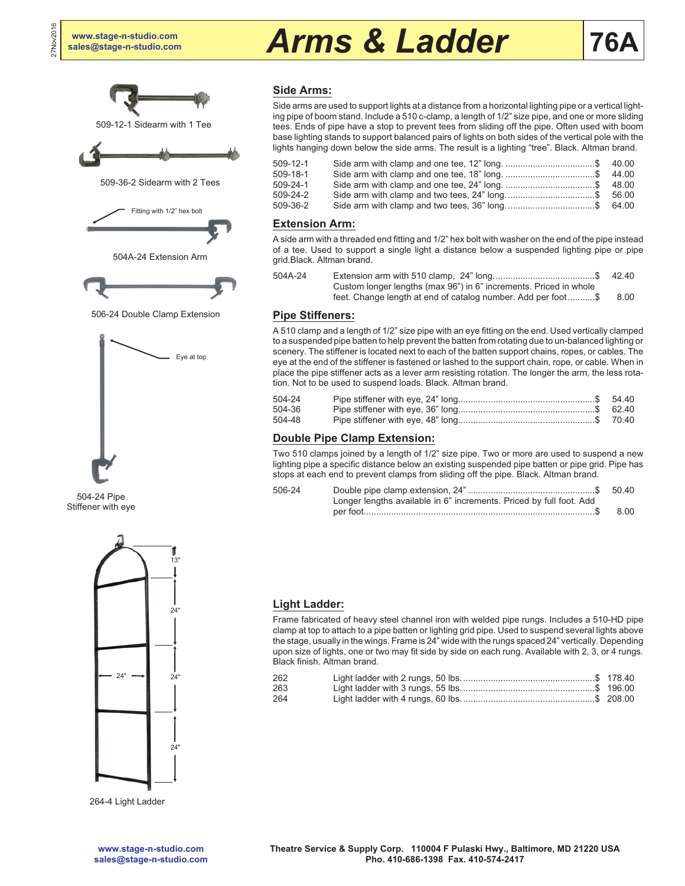# Arms & Ladder

509-12-1 Sidearm with 1 Tee

509-36-2 Sidearm with 2 Tees

Fitting with 1/2" hex bolt

504A-24 Extension Arm

506-24 Double Clamp Extension

Eye at top

504-24 Pipe Stiffener with eye

13"

24"

24"

24"

24"

264-4 Light Ladder

## Side Arms:

Side arms are used to support lights at a distance from a horizontal lighting pipe or a vertical lighting pipe of boom stand. Include a 510 c-clamp, a length of 1/2" size pipe, and one or more sliding tees. Ends of pipe have a stop to prevent tees from sliding off the pipe. Often used with boom base lighting stands to support balanced pairs of lights on both sides of the vertical pole with the lights hanging down below the side arms. The result is a lighting "tree". Black. Altman brand.

| | | |
|---|---|---|
| 509-12-1 | Side arm with clamp and one tee, 12" long. | $ 40.00 |
| 509-18-1 | Side arm with clamp and one tee, 18" long. | $ 44.00 |
| 509-24-1 | Side arm with clamp and one tee, 24" long. | $ 48.00 |
| 509-24-2 | Side arm with clamp and two tees, 24" long. | $ 56.00 |
| 509-36-2 | Side arm with clamp and two tees, 36" long. | $ 64.00 |

## Extension Arm:

A side arm with a threaded end fitting and 1/2" hex bolt with washer on the end of the pipe instead of a tee. Used to support a single light a distance below a suspended lighting pipe or pipe grid.Black. Altman brand.

| | | |
|---|---|---|
| 504A-24 | Extension arm with 510 clamp, 24" long. | $ 42.40 |
| | Custom longer lengths (max 96") in 6" increments. Priced in whole feet. Change length at end of catalog number. Add per foot | $ 8.00 |

## Pipe Stiffeners:

A 510 clamp and a length of 1/2" size pipe with an eye fitting on the end. Used vertically clamped to a suspended pipe batten to help prevent the batten from rotating due to un-balanced lighting or scenery. The stiffener is located next to each of the batten support chains, ropes, or cables. The eye at the end of the stiffener is fastened or lashed to the support chain, rope, or cable. When in place the pipe stiffener acts as a lever arm resisting rotation. The longer the arm, the less rotation. Not to be used to suspend loads. Black. Altman brand.

| | | |
|---|---|---|
| 504-24 | Pipe stiffener with eye, 24" long | $ 54.40 |
| 504-36 | Pipe stiffener with eye, 36" long | $ 62.40 |
| 504-48 | Pipe stiffener with eye, 48" long | $ 70.40 |

## Double Pipe Clamp Extension:

Two 510 clamps joined by a length of 1/2" size pipe. Two or more are used to suspend a new lighting pipe a specific distance below an existing suspended pipe batten or pipe grid. Pipe has stops at each end to prevent clamps from sliding off the pipe. Black. Altman brand.

| | | |
|---|---|---|
| 506-24 | Double pipe clamp extension, 24" | $ 50.40 |
| | Longer lengths available in 6" increments. Priced by full foot. Add per foot | $ 8.00 |

## Light Ladder:

Frame fabricated of heavy steel channel iron with welded pipe rungs. Includes a 510-HD pipe clamp at top to attach to a pipe batten or lighting grid pipe. Used to suspend several lights above the stage, usually in the wings. Frame is 24" wide with the rungs spaced 24" vertically. Depending upon size of lights, one or two may fit side by side on each rung. Available with 2, 3, or 4 rungs. Black finish. Altman brand.

| | | |
|---|---|---|
| 262 | Light ladder with 2 rungs, 50 lbs. | $ 178.40 |
| 263 | Light ladder with 3 rungs, 55 lbs. | $ 196.00 |
| 264 | Light ladder with 4 rungs, 60 lbs. | $ 208.00 |

www.stage-n-studio.com
sales@stage-n-studio.com

Theatre Service & Supply Corp. 110004 F Pulaski Hwy., Baltimore, MD 21220 USA
Pho. 410-686-1398 Fax. 410-574-2417